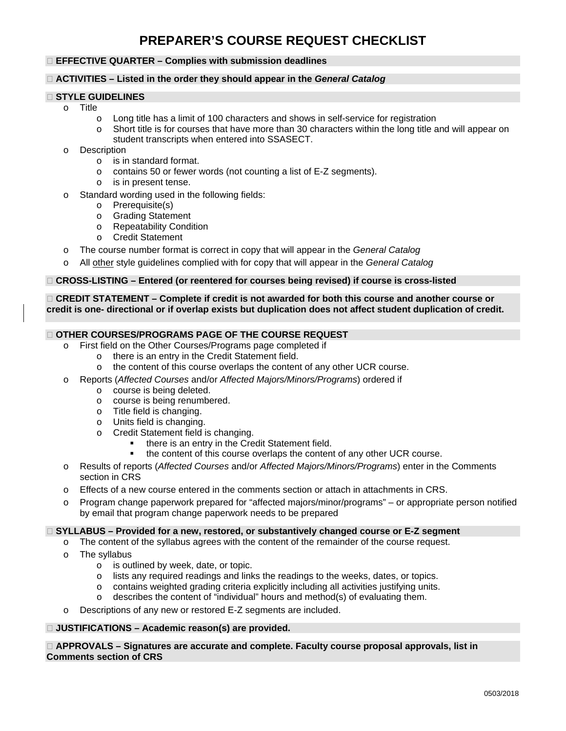# PREPARER'S COURSE REQUEST CHECKLIST

☐ **EFFECTIVE QUARTER – Complies with submission deadlines**

☐ **ACTIVITIES – Listed in the order they should appear in the *General Catalog***

☐ **STYLE GUIDELINES**

- Title
  - Long title has a limit of 100 characters and shows in self-service for registration
  - Short title is for courses that have more than 30 characters within the long title and will appear on student transcripts when entered into SSASECT.
- Description
  - is in standard format.
  - contains 50 or fewer words (not counting a list of E-Z segments).
  - is in present tense.
- Standard wording used in the following fields:
  - Prerequisite(s)
  - Grading Statement
  - Repeatability Condition
  - Credit Statement
- The course number format is correct in copy that will appear in the *General Catalog*
- All <u>other</u> style guidelines complied with for copy that will appear in the *General Catalog*

☐ **CROSS-LISTING – Entered (or reentered for courses being revised) if course is cross-listed**

☐ **CREDIT STATEMENT – Complete if credit is not awarded for both this course and another course or credit is one- directional or if overlap exists but duplication does not affect student duplication of credit.**

☐ **OTHER COURSES/PROGRAMS PAGE OF THE COURSE REQUEST**

- First field on the Other Courses/Programs page completed if
  - there is an entry in the Credit Statement field.
  - the content of this course overlaps the content of any other UCR course.
- Reports (*Affected Courses* and/or *Affected Majors/Minors/Programs*) ordered if
  - course is being deleted.
  - course is being renumbered.
  - Title field is changing.
  - Units field is changing.
  - Credit Statement field is changing.
    - there is an entry in the Credit Statement field.
    - the content of this course overlaps the content of any other UCR course.
- Results of reports (*Affected Courses* and/or *Affected Majors/Minors/Programs*) enter in the Comments section in CRS
- Effects of a new course entered in the comments section or attach in attachments in CRS.
- Program change paperwork prepared for "affected majors/minor/programs" – or appropriate person notified by email that program change paperwork needs to be prepared

☐ **SYLLABUS – Provided for a new, restored, or substantively changed course or E-Z segment**

- The content of the syllabus agrees with the content of the remainder of the course request.
- The syllabus
  - is outlined by week, date, or topic.
  - lists any required readings and links the readings to the weeks, dates, or topics.
  - contains weighted grading criteria explicitly including all activities justifying units.
  - describes the content of "individual" hours and method(s) of evaluating them.
- Descriptions of any new or restored E-Z segments are included.

☐ **JUSTIFICATIONS – Academic reason(s) are provided.**

☐ **APPROVALS – Signatures are accurate and complete. Faculty course proposal approvals, list in Comments section of CRS**

0503/2018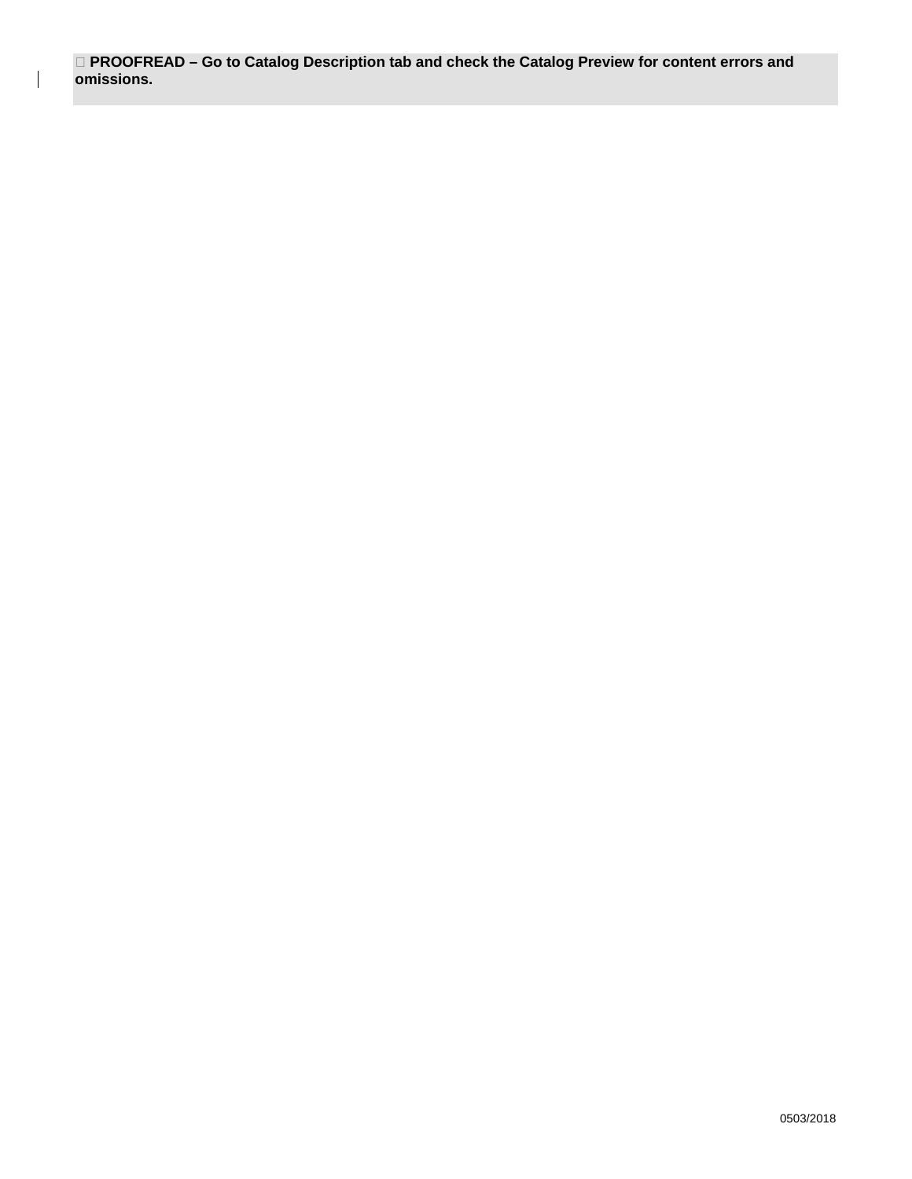☐ **PROOFREAD – Go to Catalog Description tab and check the Catalog Preview for content errors and omissions.**

0503/2018